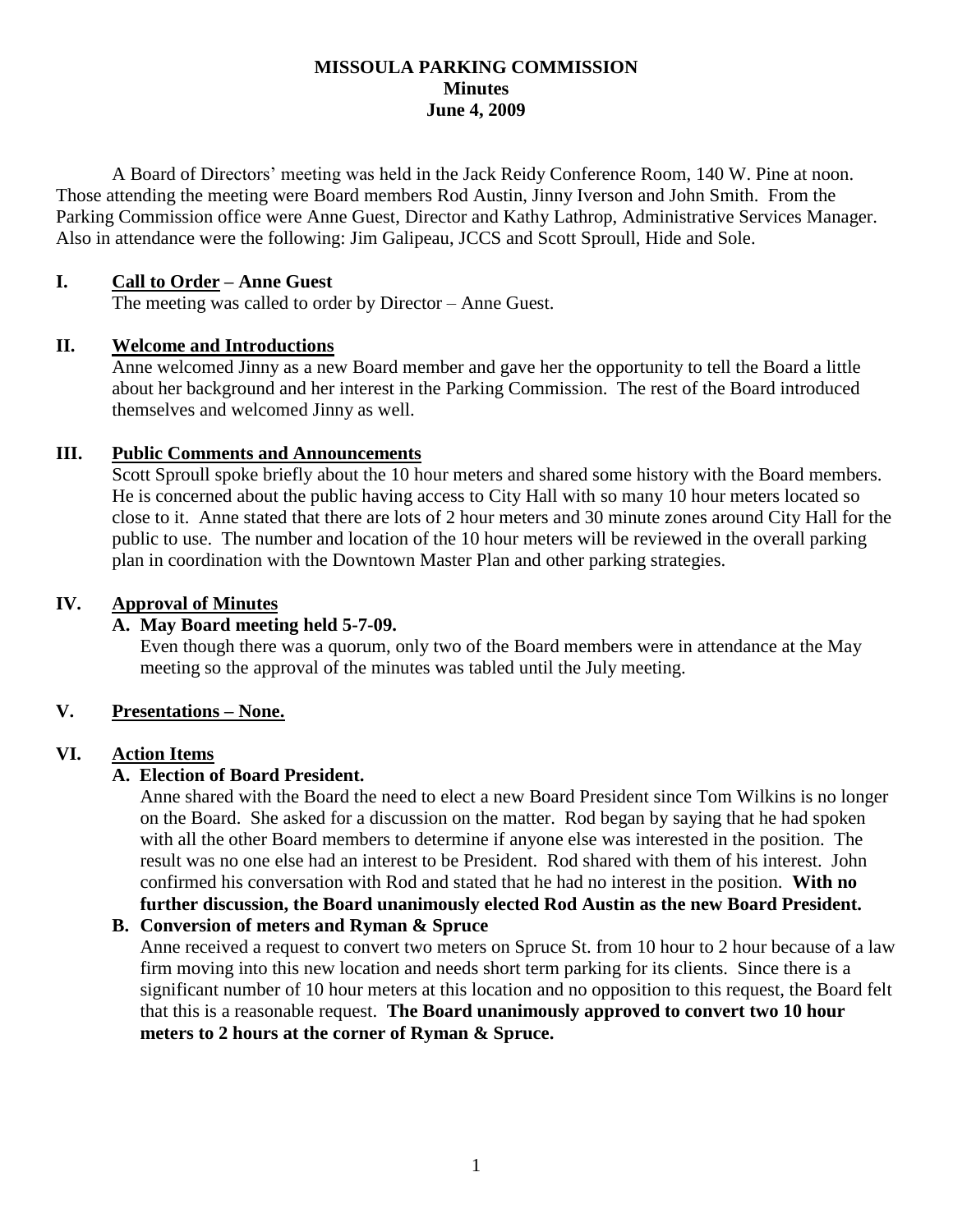# MISSOULA PARKING COMMISSION
## Minutes
## June 4, 2009

A Board of Directors' meeting was held in the Jack Reidy Conference Room, 140 W. Pine at noon. Those attending the meeting were Board members Rod Austin, Jinny Iverson and John Smith. From the Parking Commission office were Anne Guest, Director and Kathy Lathrop, Administrative Services Manager. Also in attendance were the following: Jim Galipeau, JCCS and Scott Sproull, Hide and Sole.

### I. <u>Call to Order</u> – Anne Guest

The meeting was called to order by Director – Anne Guest.

### II. <u>Welcome and Introductions</u>

Anne welcomed Jinny as a new Board member and gave her the opportunity to tell the Board a little about her background and her interest in the Parking Commission. The rest of the Board introduced themselves and welcomed Jinny as well.

### III. <u>Public Comments and Announcements</u>

Scott Sproull spoke briefly about the 10 hour meters and shared some history with the Board members. He is concerned about the public having access to City Hall with so many 10 hour meters located so close to it. Anne stated that there are lots of 2 hour meters and 30 minute zones around City Hall for the public to use. The number and location of the 10 hour meters will be reviewed in the overall parking plan in coordination with the Downtown Master Plan and other parking strategies.

### IV. <u>Approval of Minutes</u>

**A. May Board meeting held 5-7-09.**

Even though there was a quorum, only two of the Board members were in attendance at the May meeting so the approval of the minutes was tabled until the July meeting.

### V. <u>Presentations – None.</u>

### VI. <u>Action Items</u>

**A. Election of Board President.**

Anne shared with the Board the need to elect a new Board President since Tom Wilkins is no longer on the Board. She asked for a discussion on the matter. Rod began by saying that he had spoken with all the other Board members to determine if anyone else was interested in the position. The result was no one else had an interest to be President. Rod shared with them of his interest. John confirmed his conversation with Rod and stated that he had no interest in the position. **With no further discussion, the Board unanimously elected Rod Austin as the new Board President.**

**B. Conversion of meters and Ryman & Spruce**

Anne received a request to convert two meters on Spruce St. from 10 hour to 2 hour because of a law firm moving into this new location and needs short term parking for its clients. Since there is a significant number of 10 hour meters at this location and no opposition to this request, the Board felt that this is a reasonable request. **The Board unanimously approved to convert two 10 hour meters to 2 hours at the corner of Ryman & Spruce.**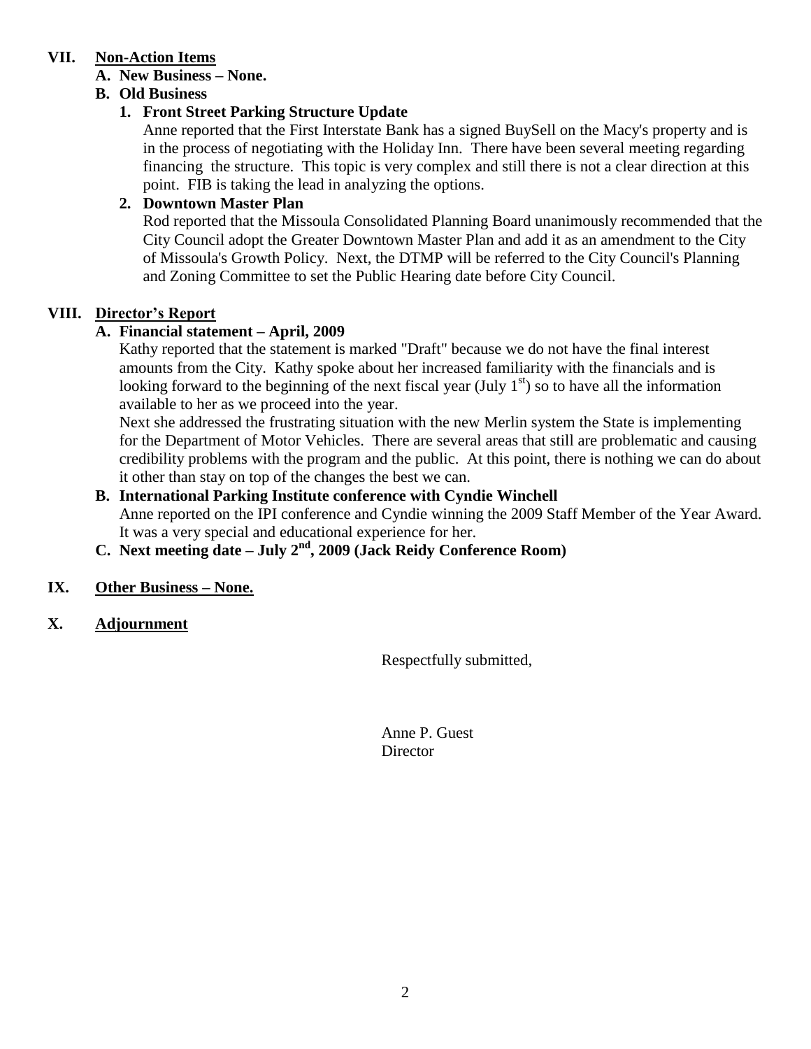## VII. Non-Action Items

**A. New Business – None.**

**B. Old Business**

**1. Front Street Parking Structure Update**

Anne reported that the First Interstate Bank has a signed BuySell on the Macy's property and is in the process of negotiating with the Holiday Inn. There have been several meeting regarding financing the structure. This topic is very complex and still there is not a clear direction at this point. FIB is taking the lead in analyzing the options.

**2. Downtown Master Plan**

Rod reported that the Missoula Consolidated Planning Board unanimously recommended that the City Council adopt the Greater Downtown Master Plan and add it as an amendment to the City of Missoula's Growth Policy. Next, the DTMP will be referred to the City Council's Planning and Zoning Committee to set the Public Hearing date before City Council.

## VIII. Director's Report

**A. Financial statement – April, 2009**

Kathy reported that the statement is marked "Draft" because we do not have the final interest amounts from the City. Kathy spoke about her increased familiarity with the financials and is looking forward to the beginning of the next fiscal year (July 1st) so to have all the information available to her as we proceed into the year.

Next she addressed the frustrating situation with the new Merlin system the State is implementing for the Department of Motor Vehicles. There are several areas that still are problematic and causing credibility problems with the program and the public. At this point, there is nothing we can do about it other than stay on top of the changes the best we can.

**B. International Parking Institute conference with Cyndie Winchell**

Anne reported on the IPI conference and Cyndie winning the 2009 Staff Member of the Year Award. It was a very special and educational experience for her.

**C. Next meeting date – July 2nd, 2009 (Jack Reidy Conference Room)**

## IX. Other Business – None.

## X. Adjournment

Respectfully submitted,

Anne P. Guest
Director